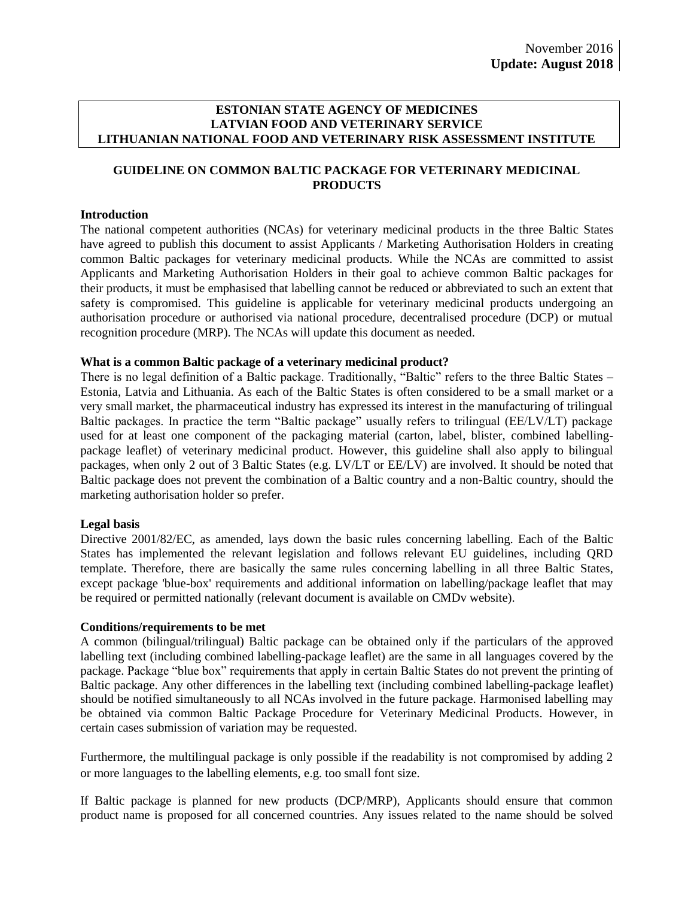November 2016
**Update: August 2018**

**ESTONIAN STATE AGENCY OF MEDICINES**
**LATVIAN FOOD AND VETERINARY SERVICE**
**LITHUANIAN NATIONAL FOOD AND VETERINARY RISK ASSESSMENT INSTITUTE**

# GUIDELINE ON COMMON BALTIC PACKAGE FOR VETERINARY MEDICINAL PRODUCTS

## Introduction

The national competent authorities (NCAs) for veterinary medicinal products in the three Baltic States have agreed to publish this document to assist Applicants / Marketing Authorisation Holders in creating common Baltic packages for veterinary medicinal products. While the NCAs are committed to assist Applicants and Marketing Authorisation Holders in their goal to achieve common Baltic packages for their products, it must be emphasised that labelling cannot be reduced or abbreviated to such an extent that safety is compromised. This guideline is applicable for veterinary medicinal products undergoing an authorisation procedure or authorised via national procedure, decentralised procedure (DCP) or mutual recognition procedure (MRP). The NCAs will update this document as needed.

## What is a common Baltic package of a veterinary medicinal product?

There is no legal definition of a Baltic package. Traditionally, "Baltic" refers to the three Baltic States – Estonia, Latvia and Lithuania. As each of the Baltic States is often considered to be a small market or a very small market, the pharmaceutical industry has expressed its interest in the manufacturing of trilingual Baltic packages. In practice the term "Baltic package" usually refers to trilingual (EE/LV/LT) package used for at least one component of the packaging material (carton, label, blister, combined labelling-package leaflet) of veterinary medicinal product. However, this guideline shall also apply to bilingual packages, when only 2 out of 3 Baltic States (e.g. LV/LT or EE/LV) are involved. It should be noted that Baltic package does not prevent the combination of a Baltic country and a non-Baltic country, should the marketing authorisation holder so prefer.

## Legal basis

Directive 2001/82/EC, as amended, lays down the basic rules concerning labelling. Each of the Baltic States has implemented the relevant legislation and follows relevant EU guidelines, including QRD template. Therefore, there are basically the same rules concerning labelling in all three Baltic States, except package 'blue-box' requirements and additional information on labelling/package leaflet that may be required or permitted nationally (relevant document is available on CMDv website).

## Conditions/requirements to be met

A common (bilingual/trilingual) Baltic package can be obtained only if the particulars of the approved labelling text (including combined labelling-package leaflet) are the same in all languages covered by the package. Package "blue box" requirements that apply in certain Baltic States do not prevent the printing of Baltic package. Any other differences in the labelling text (including combined labelling-package leaflet) should be notified simultaneously to all NCAs involved in the future package. Harmonised labelling may be obtained via common Baltic Package Procedure for Veterinary Medicinal Products. However, in certain cases submission of variation may be requested.

Furthermore, the multilingual package is only possible if the readability is not compromised by adding 2 or more languages to the labelling elements, e.g. too small font size.

If Baltic package is planned for new products (DCP/MRP), Applicants should ensure that common product name is proposed for all concerned countries. Any issues related to the name should be solved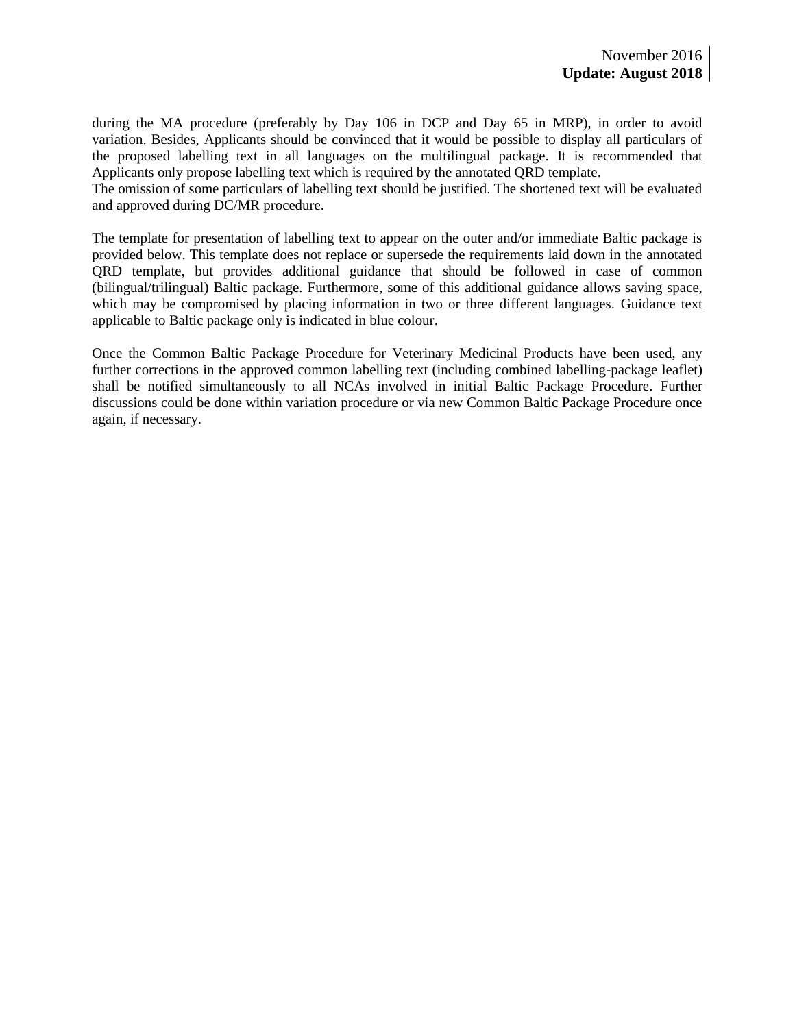during the MA procedure (preferably by Day 106 in DCP and Day 65 in MRP), in order to avoid variation. Besides, Applicants should be convinced that it would be possible to display all particulars of the proposed labelling text in all languages on the multilingual package. It is recommended that Applicants only propose labelling text which is required by the annotated QRD template.
The omission of some particulars of labelling text should be justified. The shortened text will be evaluated and approved during DC/MR procedure.

The template for presentation of labelling text to appear on the outer and/or immediate Baltic package is provided below. This template does not replace or supersede the requirements laid down in the annotated QRD template, but provides additional guidance that should be followed in case of common (bilingual/trilingual) Baltic package. Furthermore, some of this additional guidance allows saving space, which may be compromised by placing information in two or three different languages. Guidance text applicable to Baltic package only is indicated in blue colour.

Once the Common Baltic Package Procedure for Veterinary Medicinal Products have been used, any further corrections in the approved common labelling text (including combined labelling-package leaflet) shall be notified simultaneously to all NCAs involved in initial Baltic Package Procedure. Further discussions could be done within variation procedure or via new Common Baltic Package Procedure once again, if necessary.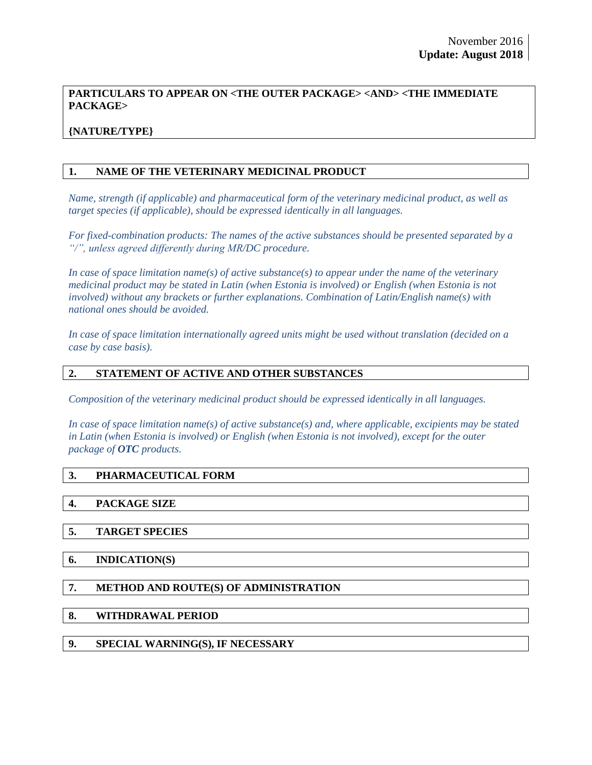November 2016
**Update: August 2018**

**PARTICULARS TO APPEAR ON <THE OUTER PACKAGE> <AND> <THE IMMEDIATE PACKAGE>**

**{NATURE/TYPE}**

## 1. NAME OF THE VETERINARY MEDICINAL PRODUCT

*Name, strength (if applicable) and pharmaceutical form of the veterinary medicinal product, as well as target species (if applicable), should be expressed identically in all languages.*

*For fixed-combination products: The names of the active substances should be presented separated by a "/", unless agreed differently during MR/DC procedure.*

*In case of space limitation name(s) of active substance(s) to appear under the name of the veterinary medicinal product may be stated in Latin (when Estonia is involved) or English (when Estonia is not involved) without any brackets or further explanations. Combination of Latin/English name(s) with national ones should be avoided.*

*In case of space limitation internationally agreed units might be used without translation (decided on a case by case basis).*

## 2. STATEMENT OF ACTIVE AND OTHER SUBSTANCES

*Composition of the veterinary medicinal product should be expressed identically in all languages.*

*In case of space limitation name(s) of active substance(s) and, where applicable, excipients may be stated in Latin (when Estonia is involved) or English (when Estonia is not involved), except for the outer package of* ***OTC*** *products.*

## 3. PHARMACEUTICAL FORM

## 4. PACKAGE SIZE

## 5. TARGET SPECIES

## 6. INDICATION(S)

## 7. METHOD AND ROUTE(S) OF ADMINISTRATION

## 8. WITHDRAWAL PERIOD

## 9. SPECIAL WARNING(S), IF NECESSARY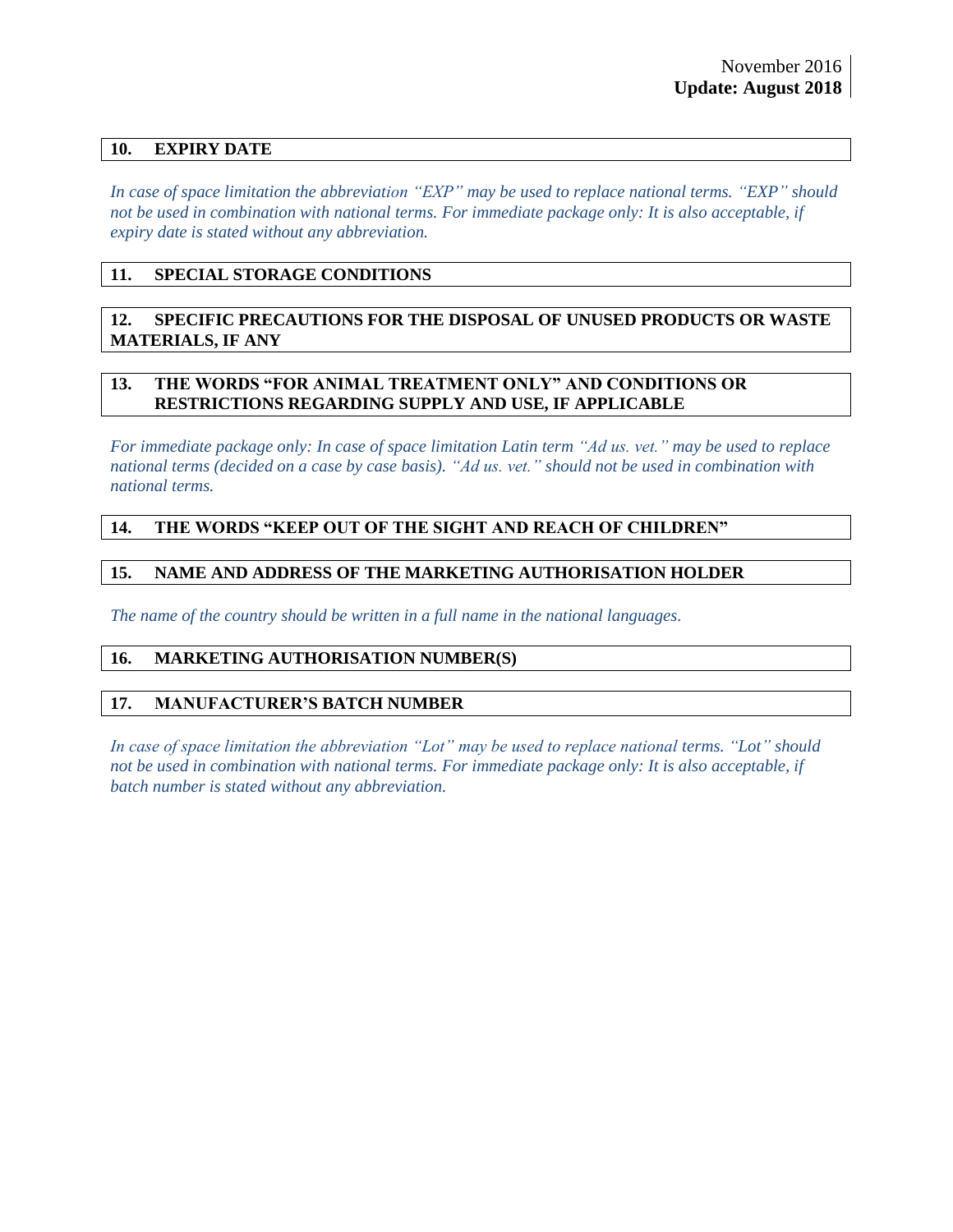**10. EXPIRY DATE**

*In case of space limitation the abbreviation "EXP" may be used to replace national terms. "EXP" should not be used in combination with national terms. For immediate package only: It is also acceptable, if expiry date is stated without any abbreviation.*

**11. SPECIAL STORAGE CONDITIONS**

**12. SPECIFIC PRECAUTIONS FOR THE DISPOSAL OF UNUSED PRODUCTS OR WASTE MATERIALS, IF ANY**

**13. THE WORDS "FOR ANIMAL TREATMENT ONLY" AND CONDITIONS OR RESTRICTIONS REGARDING SUPPLY AND USE, IF APPLICABLE**

*For immediate package only: In case of space limitation Latin term "Ad us. vet." may be used to replace national terms (decided on a case by case basis). "Ad us. vet." should not be used in combination with national terms.*

**14. THE WORDS "KEEP OUT OF THE SIGHT AND REACH OF CHILDREN"**

**15. NAME AND ADDRESS OF THE MARKETING AUTHORISATION HOLDER**

*The name of the country should be written in a full name in the national languages.*

**16. MARKETING AUTHORISATION NUMBER(S)**

**17. MANUFACTURER'S BATCH NUMBER**

*In case of space limitation the abbreviation "Lot" may be used to replace national terms. "Lot" should not be used in combination with national terms. For immediate package only: It is also acceptable, if batch number is stated without any abbreviation.*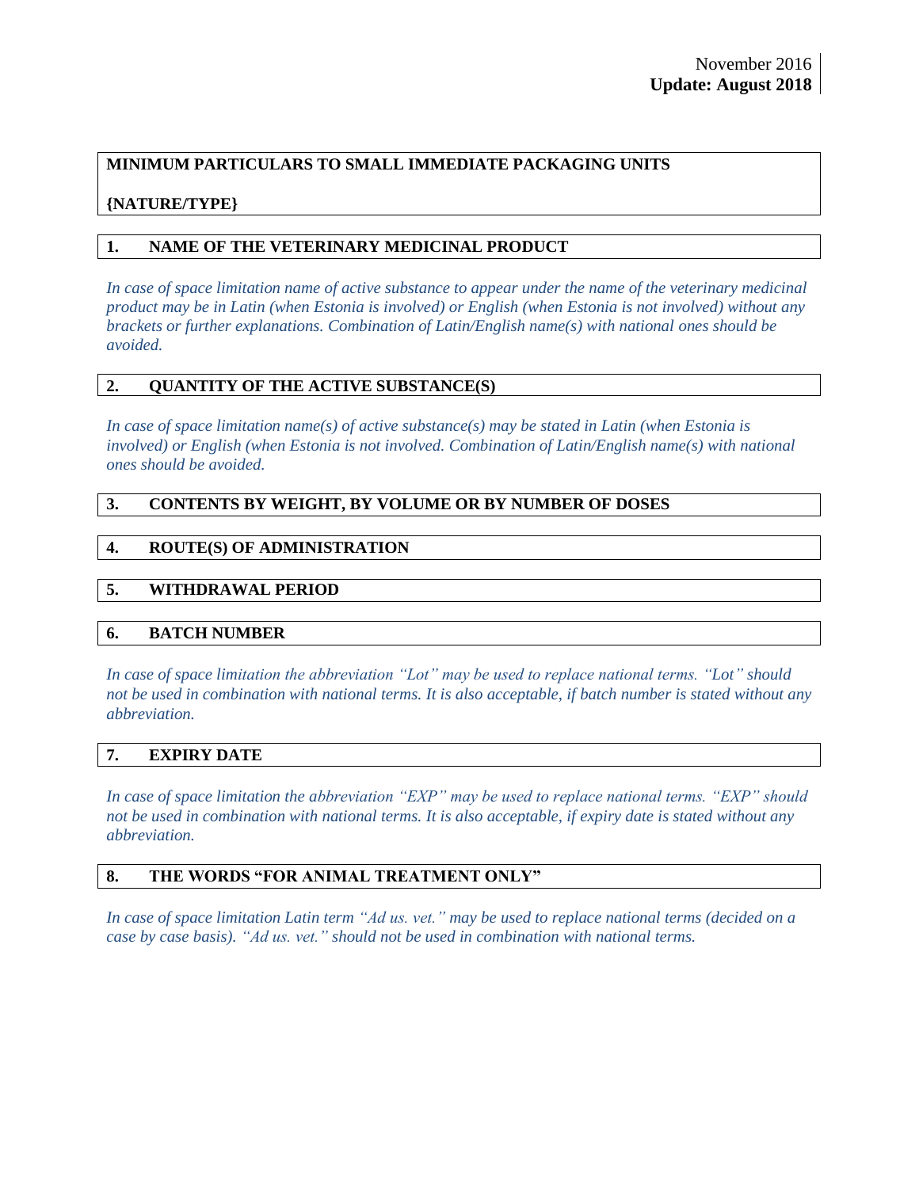November 2016
**Update: August 2018**

**MINIMUM PARTICULARS TO SMALL IMMEDIATE PACKAGING UNITS**

**{NATURE/TYPE}**

## 1. NAME OF THE VETERINARY MEDICINAL PRODUCT

*In case of space limitation name of active substance to appear under the name of the veterinary medicinal product may be in Latin (when Estonia is involved) or English (when Estonia is not involved) without any brackets or further explanations. Combination of Latin/English name(s) with national ones should be avoided.*

## 2. QUANTITY OF THE ACTIVE SUBSTANCE(S)

*In case of space limitation name(s) of active substance(s) may be stated in Latin (when Estonia is involved) or English (when Estonia is not involved. Combination of Latin/English name(s) with national ones should be avoided.*

## 3. CONTENTS BY WEIGHT, BY VOLUME OR BY NUMBER OF DOSES

## 4. ROUTE(S) OF ADMINISTRATION

## 5. WITHDRAWAL PERIOD

## 6. BATCH NUMBER

*In case of space limitation the abbreviation "Lot" may be used to replace national terms. "Lot" should not be used in combination with national terms. It is also acceptable, if batch number is stated without any abbreviation.*

## 7. EXPIRY DATE

*In case of space limitation the abbreviation "EXP" may be used to replace national terms. "EXP" should not be used in combination with national terms. It is also acceptable, if expiry date is stated without any abbreviation.*

## 8. THE WORDS "FOR ANIMAL TREATMENT ONLY"

*In case of space limitation Latin term "Ad us. vet." may be used to replace national terms (decided on a case by case basis). "Ad us. vet." should not be used in combination with national terms.*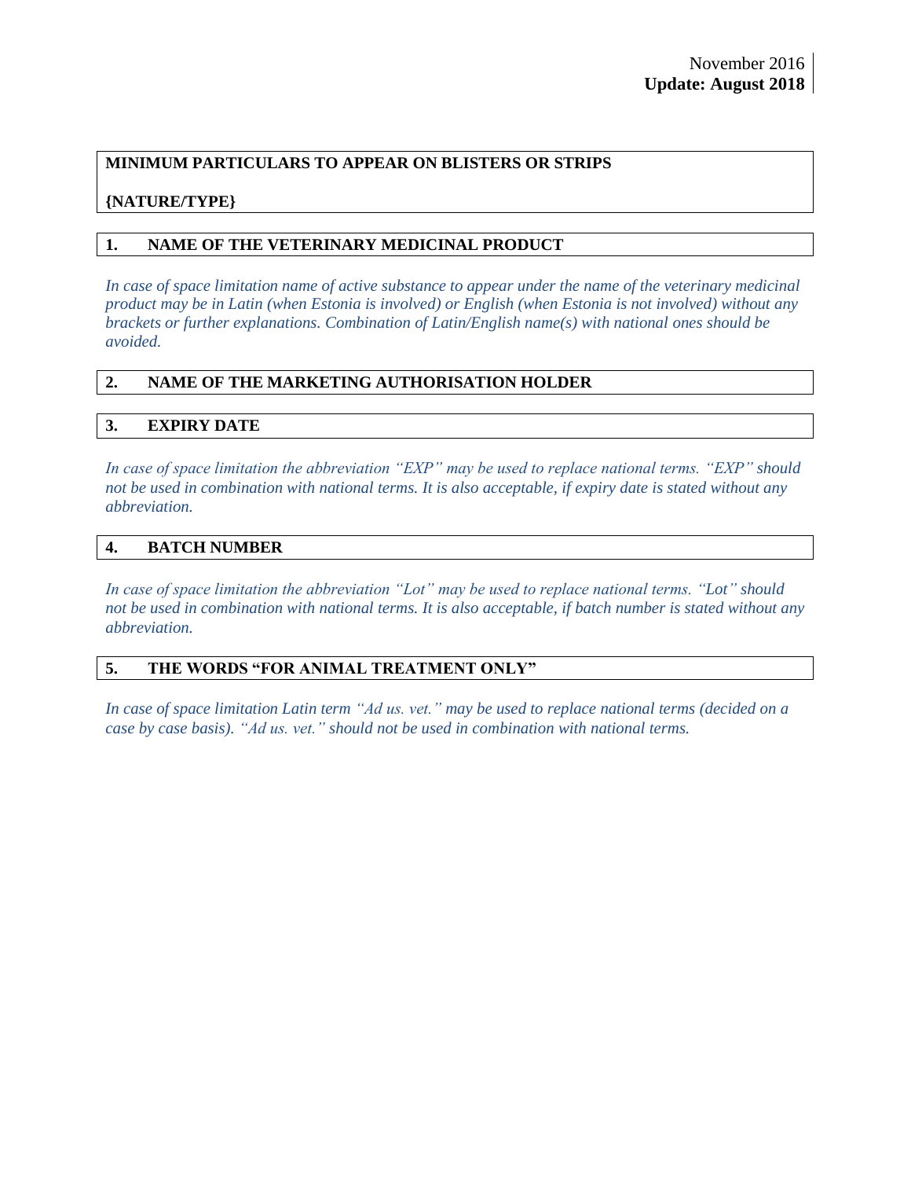November 2016
**Update: August 2018**

**MINIMUM PARTICULARS TO APPEAR ON BLISTERS OR STRIPS**

**{NATURE/TYPE}**

## 1. NAME OF THE VETERINARY MEDICINAL PRODUCT

*In case of space limitation name of active substance to appear under the name of the veterinary medicinal product may be in Latin (when Estonia is involved) or English (when Estonia is not involved) without any brackets or further explanations. Combination of Latin/English name(s) with national ones should be avoided.*

## 2. NAME OF THE MARKETING AUTHORISATION HOLDER

## 3. EXPIRY DATE

*In case of space limitation the abbreviation "EXP" may be used to replace national terms. "EXP" should not be used in combination with national terms. It is also acceptable, if expiry date is stated without any abbreviation.*

## 4. BATCH NUMBER

*In case of space limitation the abbreviation "Lot" may be used to replace national terms. "Lot" should not be used in combination with national terms. It is also acceptable, if batch number is stated without any abbreviation.*

## 5. THE WORDS "FOR ANIMAL TREATMENT ONLY"

*In case of space limitation Latin term "Ad us. vet." may be used to replace national terms (decided on a case by case basis). "Ad us. vet." should not be used in combination with national terms.*